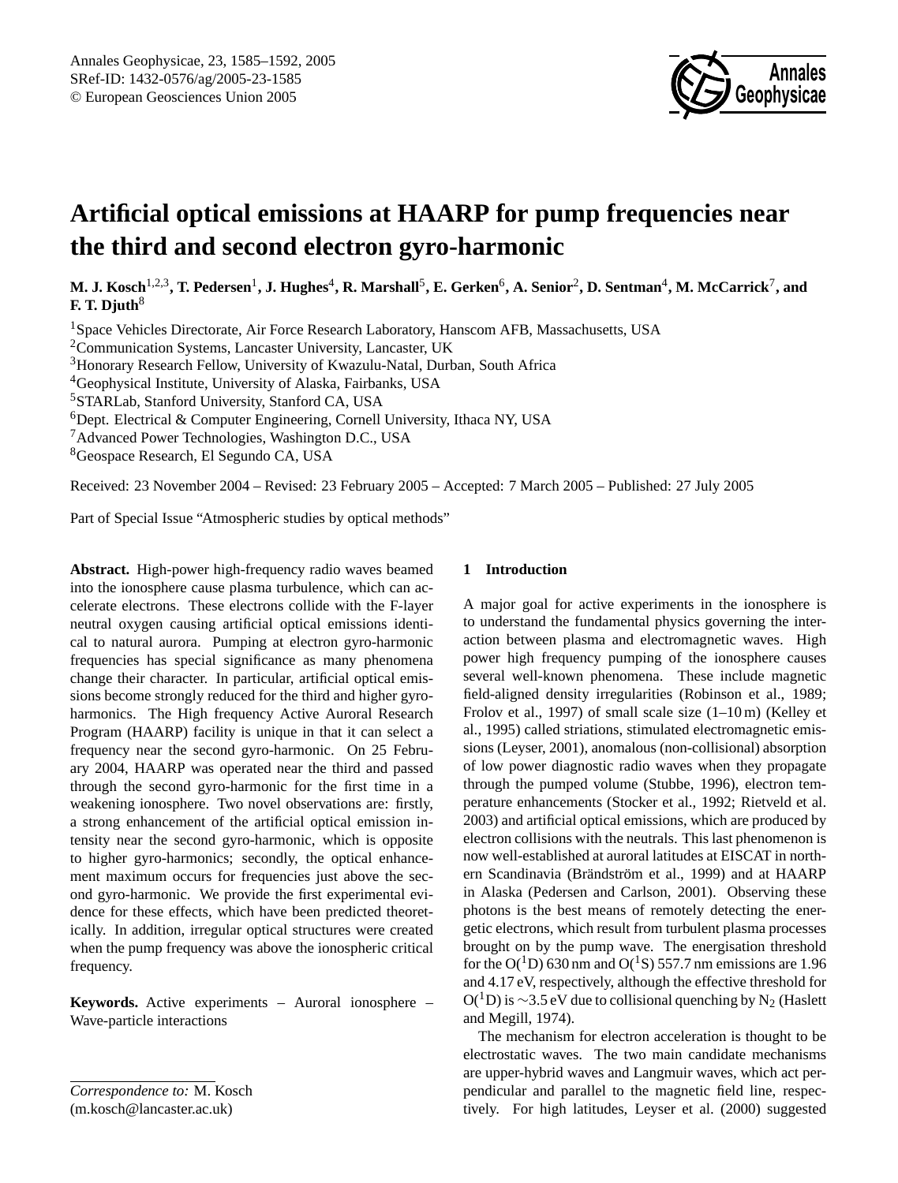# Artificial optical emissions at HAARP for pump frequencies near the third and second electron gyro-harmonic

**M. J. Kosch[1,2,3], T. Pedersen[1], J. Hughes[4], R. Marshall[5], E. Gerken[6], A. Senior[2], D. Sentman[4], M. McCarrick[7], and F. T. Djuth[8]**

[1]Space Vehicles Directorate, Air Force Research Laboratory, Hanscom AFB, Massachusetts, USA
[2]Communication Systems, Lancaster University, Lancaster, UK
[3]Honorary Research Fellow, University of Kwazulu-Natal, Durban, South Africa
[4]Geophysical Institute, University of Alaska, Fairbanks, USA
[5]STARLab, Stanford University, Stanford CA, USA
[6]Dept. Electrical & Computer Engineering, Cornell University, Ithaca NY, USA
[7]Advanced Power Technologies, Washington D.C., USA
[8]Geospace Research, El Segundo CA, USA

Received: 23 November 2004 – Revised: 23 February 2005 – Accepted: 7 March 2005 – Published: 27 July 2005

Part of Special Issue "Atmospheric studies by optical methods"

**Abstract.** High-power high-frequency radio waves beamed into the ionosphere cause plasma turbulence, which can accelerate electrons. These electrons collide with the F-layer neutral oxygen causing artificial optical emissions identical to natural aurora. Pumping at electron gyro-harmonic frequencies has special significance as many phenomena change their character. In particular, artificial optical emissions become strongly reduced for the third and higher gyro-harmonics. The High frequency Active Auroral Research Program (HAARP) facility is unique in that it can select a frequency near the second gyro-harmonic. On 25 February 2004, HAARP was operated near the third and passed through the second gyro-harmonic for the first time in a weakening ionosphere. Two novel observations are: firstly, a strong enhancement of the artificial optical emission intensity near the second gyro-harmonic, which is opposite to higher gyro-harmonics; secondly, the optical enhancement maximum occurs for frequencies just above the second gyro-harmonic. We provide the first experimental evidence for these effects, which have been predicted theoretically. In addition, irregular optical structures were created when the pump frequency was above the ionospheric critical frequency.

**Keywords.** Active experiments – Auroral ionosphere – Wave-particle interactions

*Correspondence to:* M. Kosch
(m.kosch@lancaster.ac.uk)

## 1 Introduction

A major goal for active experiments in the ionosphere is to understand the fundamental physics governing the interaction between plasma and electromagnetic waves. High power high frequency pumping of the ionosphere causes several well-known phenomena. These include magnetic field-aligned density irregularities (Robinson et al., 1989; Frolov et al., 1997) of small scale size (1–10 m) (Kelley et al., 1995) called striations, stimulated electromagnetic emissions (Leyser, 2001), anomalous (non-collisional) absorption of low power diagnostic radio waves when they propagate through the pumped volume (Stubbe, 1996), electron temperature enhancements (Stocker et al., 1992; Rietveld et al. 2003) and artificial optical emissions, which are produced by electron collisions with the neutrals. This last phenomenon is now well-established at auroral latitudes at EISCAT in northern Scandinavia (Brändström et al., 1999) and at HAARP in Alaska (Pedersen and Carlson, 2001). Observing these photons is the best means of remotely detecting the energetic electrons, which result from turbulent plasma processes brought on by the pump wave. The energisation threshold for the $O(^1D)$ 630 nm and $O(^1S)$ 557.7 nm emissions are 1.96 and 4.17 eV, respectively, although the effective threshold for $O(^1D)$ is ~3.5 eV due to collisional quenching by $N_2$ (Haslett and Megill, 1974).

The mechanism for electron acceleration is thought to be electrostatic waves. The two main candidate mechanisms are upper-hybrid waves and Langmuir waves, which act perpendicular and parallel to the magnetic field line, respectively. For high latitudes, Leyser et al. (2000) suggested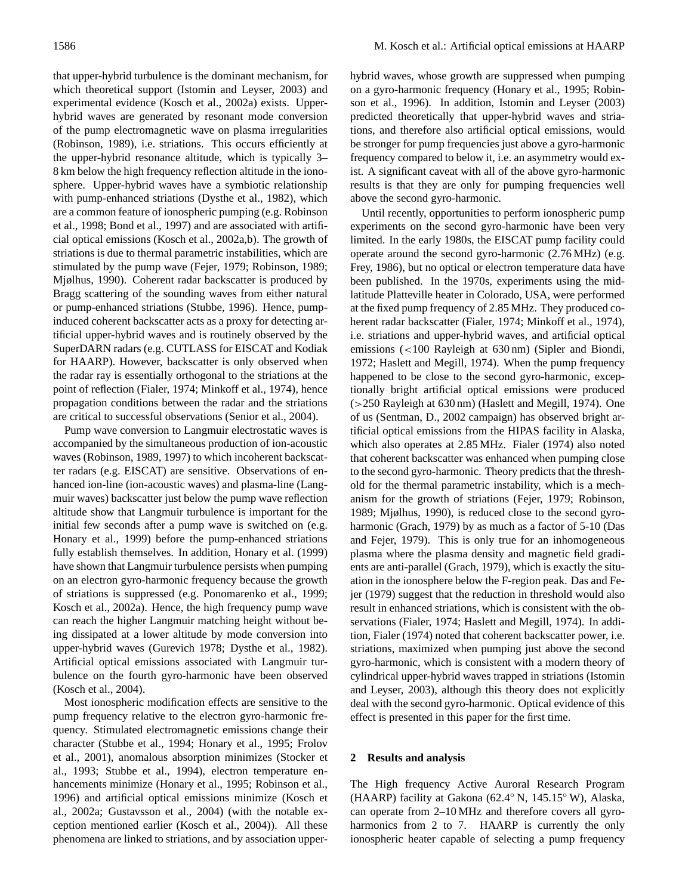that upper-hybrid turbulence is the dominant mechanism, for which theoretical support (Istomin and Leyser, 2003) and experimental evidence (Kosch et al., 2002a) exists. Upper-hybrid waves are generated by resonant mode conversion of the pump electromagnetic wave on plasma irregularities (Robinson, 1989), i.e. striations. This occurs efficiently at the upper-hybrid resonance altitude, which is typically 3–8 km below the high frequency reflection altitude in the ionosphere. Upper-hybrid waves have a symbiotic relationship with pump-enhanced striations (Dysthe et al., 1982), which are a common feature of ionospheric pumping (e.g. Robinson et al., 1998; Bond et al., 1997) and are associated with artificial optical emissions (Kosch et al., 2002a,b). The growth of striations is due to thermal parametric instabilities, which are stimulated by the pump wave (Fejer, 1979; Robinson, 1989; Mjølhus, 1990). Coherent radar backscatter is produced by Bragg scattering of the sounding waves from either natural or pump-enhanced striations (Stubbe, 1996). Hence, pump-induced coherent backscatter acts as a proxy for detecting artificial upper-hybrid waves and is routinely observed by the SuperDARN radars (e.g. CUTLASS for EISCAT and Kodiak for HAARP). However, backscatter is only observed when the radar ray is essentially orthogonal to the striations at the point of reflection (Fialer, 1974; Minkoff et al., 1974), hence propagation conditions between the radar and the striations are critical to successful observations (Senior et al., 2004).

Pump wave conversion to Langmuir electrostatic waves is accompanied by the simultaneous production of ion-acoustic waves (Robinson, 1989, 1997) to which incoherent backscatter radars (e.g. EISCAT) are sensitive. Observations of enhanced ion-line (ion-acoustic waves) and plasma-line (Langmuir waves) backscatter just below the pump wave reflection altitude show that Langmuir turbulence is important for the initial few seconds after a pump wave is switched on (e.g. Honary et al., 1999) before the pump-enhanced striations fully establish themselves. In addition, Honary et al. (1999) have shown that Langmuir turbulence persists when pumping on an electron gyro-harmonic frequency because the growth of striations is suppressed (e.g. Ponomarenko et al., 1999; Kosch et al., 2002a). Hence, the high frequency pump wave can reach the higher Langmuir matching height without being dissipated at a lower altitude by mode conversion into upper-hybrid waves (Gurevich 1978; Dysthe et al., 1982). Artificial optical emissions associated with Langmuir turbulence on the fourth gyro-harmonic have been observed (Kosch et al., 2004).

Most ionospheric modification effects are sensitive to the pump frequency relative to the electron gyro-harmonic frequency. Stimulated electromagnetic emissions change their character (Stubbe et al., 1994; Honary et al., 1995; Frolov et al., 2001), anomalous absorption minimizes (Stocker et al., 1993; Stubbe et al., 1994), electron temperature enhancements minimize (Honary et al., 1995; Robinson et al., 1996) and artificial optical emissions minimize (Kosch et al., 2002a; Gustavsson et al., 2004) (with the notable exception mentioned earlier (Kosch et al., 2004)). All these phenomena are linked to striations, and by association upper-hybrid waves, whose growth are suppressed when pumping on a gyro-harmonic frequency (Honary et al., 1995; Robinson et al., 1996). In addition, Istomin and Leyser (2003) predicted theoretically that upper-hybrid waves and striations, and therefore also artificial optical emissions, would be stronger for pump frequencies just above a gyro-harmonic frequency compared to below it, i.e. an asymmetry would exist. A significant caveat with all of the above gyro-harmonic results is that they are only for pumping frequencies well above the second gyro-harmonic.

Until recently, opportunities to perform ionospheric pump experiments on the second gyro-harmonic have been very limited. In the early 1980s, the EISCAT pump facility could operate around the second gyro-harmonic (2.76 MHz) (e.g. Frey, 1986), but no optical or electron temperature data have been published. In the 1970s, experiments using the mid-latitude Platteville heater in Colorado, USA, were performed at the fixed pump frequency of 2.85 MHz. They produced coherent radar backscatter (Fialer, 1974; Minkoff et al., 1974), i.e. striations and upper-hybrid waves, and artificial optical emissions (<100 Rayleigh at 630 nm) (Sipler and Biondi, 1972; Haslett and Megill, 1974). When the pump frequency happened to be close to the second gyro-harmonic, exceptionally bright artificial optical emissions were produced (>250 Rayleigh at 630 nm) (Haslett and Megill, 1974). One of us (Sentman, D., 2002 campaign) has observed bright artificial optical emissions from the HIPAS facility in Alaska, which also operates at 2.85 MHz. Fialer (1974) also noted that coherent backscatter was enhanced when pumping close to the second gyro-harmonic. Theory predicts that the threshold for the thermal parametric instability, which is a mechanism for the growth of striations (Fejer, 1979; Robinson, 1989; Mjølhus, 1990), is reduced close to the second gyro-harmonic (Grach, 1979) by as much as a factor of 5-10 (Das and Fejer, 1979). This is only true for an inhomogeneous plasma where the plasma density and magnetic field gradients are anti-parallel (Grach, 1979), which is exactly the situation in the ionosphere below the F-region peak. Das and Fejer (1979) suggest that the reduction in threshold would also result in enhanced striations, which is consistent with the observations (Fialer, 1974; Haslett and Megill, 1974). In addition, Fialer (1974) noted that coherent backscatter power, i.e. striations, maximized when pumping just above the second gyro-harmonic, which is consistent with a modern theory of cylindrical upper-hybrid waves trapped in striations (Istomin and Leyser, 2003), although this theory does not explicitly deal with the second gyro-harmonic. Optical evidence of this effect is presented in this paper for the first time.

## 2 Results and analysis

The High frequency Active Auroral Research Program (HAARP) facility at Gakona (62.4° N, 145.15° W), Alaska, can operate from 2–10 MHz and therefore covers all gyro-harmonics from 2 to 7. HAARP is currently the only ionospheric heater capable of selecting a pump frequency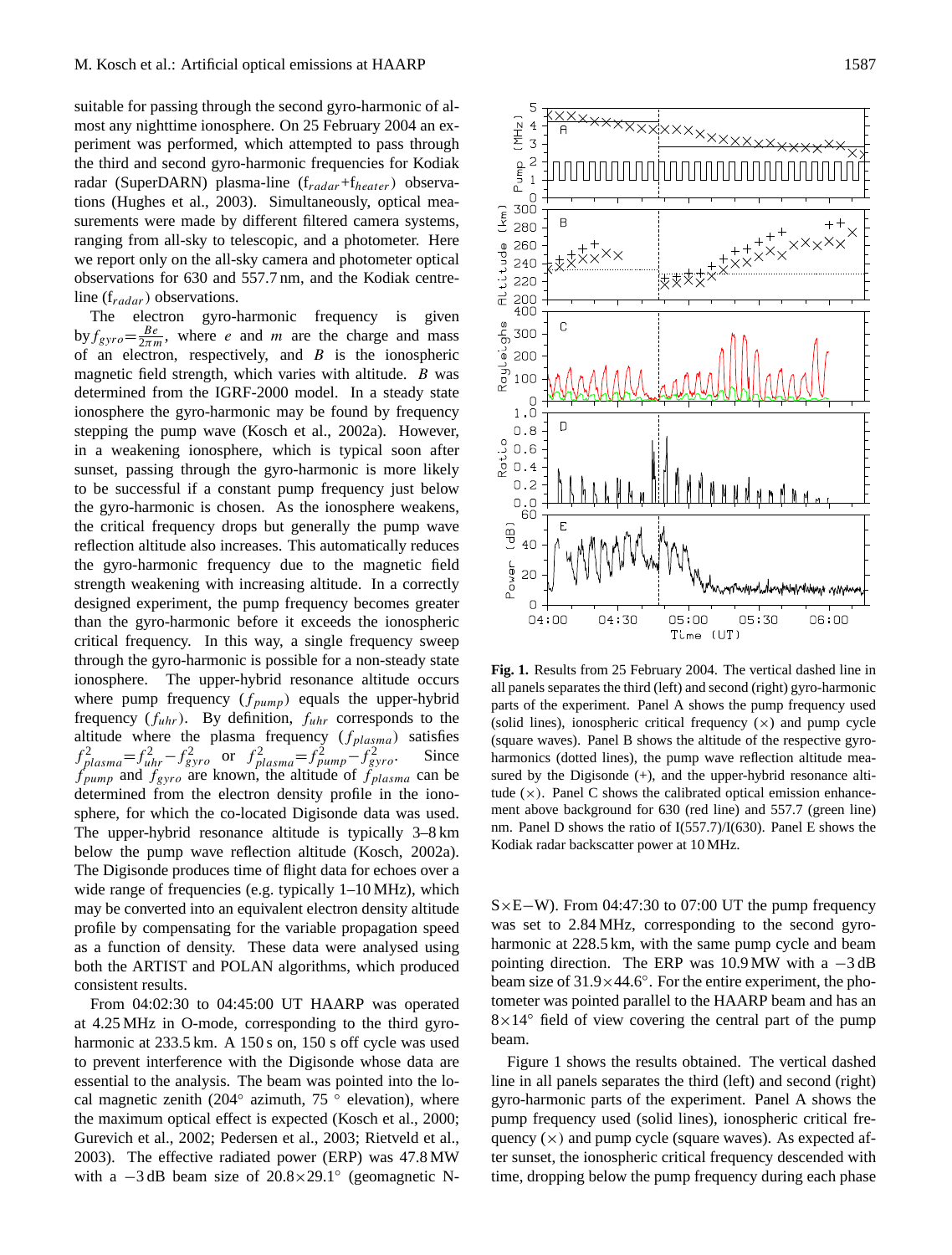suitable for passing through the second gyro-harmonic of almost any nighttime ionosphere. On 25 February 2004 an experiment was performed, which attempted to pass through the third and second gyro-harmonic frequencies for Kodiak radar (SuperDARN) plasma-line ($f_{radar}$+$f_{heater}$) observations (Hughes et al., 2003). Simultaneously, optical measurements were made by different filtered camera systems, ranging from all-sky to telescopic, and a photometer. Here we report only on the all-sky camera and photometer optical observations for 630 and 557.7 nm, and the Kodiak centreline ($f_{radar}$) observations.

The electron gyro-harmonic frequency is given by $f_{gyro}=\frac{Be}{2\pi m}$, where $e$ and $m$ are the charge and mass of an electron, respectively, and $B$ is the ionospheric magnetic field strength, which varies with altitude. $B$ was determined from the IGRF-2000 model. In a steady state ionosphere the gyro-harmonic may be found by frequency stepping the pump wave (Kosch et al., 2002a). However, in a weakening ionosphere, which is typical soon after sunset, passing through the gyro-harmonic is more likely to be successful if a constant pump frequency just below the gyro-harmonic is chosen. As the ionosphere weakens, the critical frequency drops but generally the pump wave reflection altitude also increases. This automatically reduces the gyro-harmonic frequency due to the magnetic field strength weakening with increasing altitude. In a correctly designed experiment, the pump frequency becomes greater than the gyro-harmonic before it exceeds the ionospheric critical frequency. In this way, a single frequency sweep through the gyro-harmonic is possible for a non-steady state ionosphere. The upper-hybrid resonance altitude occurs where pump frequency ($f_{pump}$) equals the upper-hybrid frequency ($f_{uhr}$). By definition, $f_{uhr}$ corresponds to the altitude where the plasma frequency ($f_{plasma}$) satisfies $f^2_{plasma}=f^2_{uhr}-f^2_{gyro}$ or $f^2_{plasma}=f^2_{pump}-f^2_{gyro}$. Since $f_{pump}$ and $f_{gyro}$ are known, the altitude of $f_{plasma}$ can be determined from the electron density profile in the ionosphere, for which the co-located Digisonde data was used. The upper-hybrid resonance altitude is typically 3–8 km below the pump wave reflection altitude (Kosch, 2002a). The Digisonde produces time of flight data for echoes over a wide range of frequencies (e.g. typically 1–10 MHz), which may be converted into an equivalent electron density altitude profile by compensating for the variable propagation speed as a function of density. These data were analysed using both the ARTIST and POLAN algorithms, which produced consistent results.

From 04:02:30 to 04:45:00 UT HAARP was operated at 4.25 MHz in O-mode, corresponding to the third gyro-harmonic at 233.5 km. A 150 s on, 150 s off cycle was used to prevent interference with the Digisonde whose data are essential to the analysis. The beam was pointed into the local magnetic zenith (204° azimuth, 75 ° elevation), where the maximum optical effect is expected (Kosch et al., 2000; Gurevich et al., 2002; Pedersen et al., 2003; Rietveld et al., 2003). The effective radiated power (ERP) was 47.8 MW with a −3 dB beam size of 20.8×29.1° (geomagnetic N-S×E−W). From 04:47:30 to 07:00 UT the pump frequency was set to 2.84 MHz, corresponding to the second gyro-harmonic at 228.5 km, with the same pump cycle and beam pointing direction. The ERP was 10.9 MW with a −3 dB beam size of 31.9×44.6°. For the entire experiment, the photometer was pointed parallel to the HAARP beam and has an 8×14° field of view covering the central part of the pump beam.

**Fig. 1.** Results from 25 February 2004. The vertical dashed line in all panels separates the third (left) and second (right) gyro-harmonic parts of the experiment. Panel A shows the pump frequency used (solid lines), ionospheric critical frequency (×) and pump cycle (square waves). Panel B shows the altitude of the respective gyro-harmonics (dotted lines), the pump wave reflection altitude measured by the Digisonde (+), and the upper-hybrid resonance altitude (×). Panel C shows the calibrated optical emission enhancement above background for 630 (red line) and 557.7 (green line) nm. Panel D shows the ratio of I(557.7)/I(630). Panel E shows the Kodiak radar backscatter power at 10 MHz.

Figure 1 shows the results obtained. The vertical dashed line in all panels separates the third (left) and second (right) gyro-harmonic parts of the experiment. Panel A shows the pump frequency used (solid lines), ionospheric critical frequency (×) and pump cycle (square waves). As expected after sunset, the ionospheric critical frequency descended with time, dropping below the pump frequency during each phase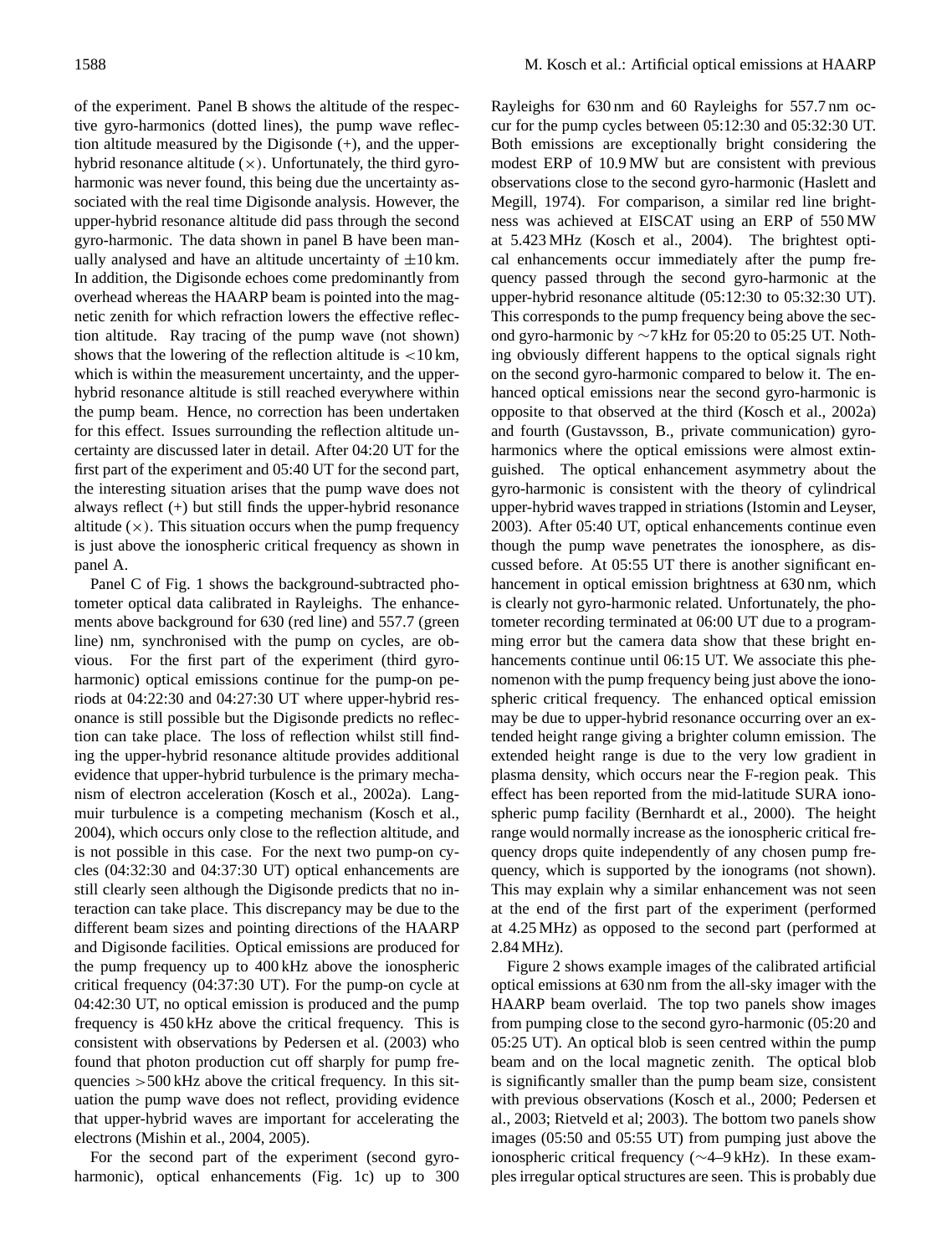of the experiment. Panel B shows the altitude of the respective gyro-harmonics (dotted lines), the pump wave reflection altitude measured by the Digisonde (+), and the upper-hybrid resonance altitude (×). Unfortunately, the third gyro-harmonic was never found, this being due the uncertainty associated with the real time Digisonde analysis. However, the upper-hybrid resonance altitude did pass through the second gyro-harmonic. The data shown in panel B have been manually analysed and have an altitude uncertainty of ±10 km. In addition, the Digisonde echoes come predominantly from overhead whereas the HAARP beam is pointed into the magnetic zenith for which refraction lowers the effective reflection altitude. Ray tracing of the pump wave (not shown) shows that the lowering of the reflection altitude is <10 km, which is within the measurement uncertainty, and the upper-hybrid resonance altitude is still reached everywhere within the pump beam. Hence, no correction has been undertaken for this effect. Issues surrounding the reflection altitude uncertainty are discussed later in detail. After 04:20 UT for the first part of the experiment and 05:40 UT for the second part, the interesting situation arises that the pump wave does not always reflect (+) but still finds the upper-hybrid resonance altitude (×). This situation occurs when the pump frequency is just above the ionospheric critical frequency as shown in panel A.

Panel C of Fig. 1 shows the background-subtracted photometer optical data calibrated in Rayleighs. The enhancements above background for 630 (red line) and 557.7 (green line) nm, synchronised with the pump on cycles, are obvious. For the first part of the experiment (third gyro-harmonic) optical emissions continue for the pump-on periods at 04:22:30 and 04:27:30 UT where upper-hybrid resonance is still possible but the Digisonde predicts no reflection can take place. The loss of reflection whilst still finding the upper-hybrid resonance altitude provides additional evidence that upper-hybrid turbulence is the primary mechanism of electron acceleration (Kosch et al., 2002a). Langmuir turbulence is a competing mechanism (Kosch et al., 2004), which occurs only close to the reflection altitude, and is not possible in this case. For the next two pump-on cycles (04:32:30 and 04:37:30 UT) optical enhancements are still clearly seen although the Digisonde predicts that no interaction can take place. This discrepancy may be due to the different beam sizes and pointing directions of the HAARP and Digisonde facilities. Optical emissions are produced for the pump frequency up to 400 kHz above the ionospheric critical frequency (04:37:30 UT). For the pump-on cycle at 04:42:30 UT, no optical emission is produced and the pump frequency is 450 kHz above the critical frequency. This is consistent with observations by Pedersen et al. (2003) who found that photon production cut off sharply for pump frequencies >500 kHz above the critical frequency. In this situation the pump wave does not reflect, providing evidence that upper-hybrid waves are important for accelerating the electrons (Mishin et al., 2004, 2005).

For the second part of the experiment (second gyro-harmonic), optical enhancements (Fig. 1c) up to 300 Rayleighs for 630 nm and 60 Rayleighs for 557.7 nm occur for the pump cycles between 05:12:30 and 05:32:30 UT. Both emissions are exceptionally bright considering the modest ERP of 10.9 MW but are consistent with previous observations close to the second gyro-harmonic (Haslett and Megill, 1974). For comparison, a similar red line brightness was achieved at EISCAT using an ERP of 550 MW at 5.423 MHz (Kosch et al., 2004). The brightest optical enhancements occur immediately after the pump frequency passed through the second gyro-harmonic at the upper-hybrid resonance altitude (05:12:30 to 05:32:30 UT). This corresponds to the pump frequency being above the second gyro-harmonic by ∼7 kHz for 05:20 to 05:25 UT. Nothing obviously different happens to the optical signals right on the second gyro-harmonic compared to below it. The enhanced optical emissions near the second gyro-harmonic is opposite to that observed at the third (Kosch et al., 2002a) and fourth (Gustavsson, B., private communication) gyro-harmonics where the optical emissions were almost extinguished. The optical enhancement asymmetry about the gyro-harmonic is consistent with the theory of cylindrical upper-hybrid waves trapped in striations (Istomin and Leyser, 2003). After 05:40 UT, optical enhancements continue even though the pump wave penetrates the ionosphere, as discussed before. At 05:55 UT there is another significant enhancement in optical emission brightness at 630 nm, which is clearly not gyro-harmonic related. Unfortunately, the photometer recording terminated at 06:00 UT due to a programming error but the camera data show that these bright enhancements continue until 06:15 UT. We associate this phenomenon with the pump frequency being just above the ionospheric critical frequency. The enhanced optical emission may be due to upper-hybrid resonance occurring over an extended height range giving a brighter column emission. The extended height range is due to the very low gradient in plasma density, which occurs near the F-region peak. This effect has been reported from the mid-latitude SURA ionospheric pump facility (Bernhardt et al., 2000). The height range would normally increase as the ionospheric critical frequency drops quite independently of any chosen pump frequency, which is supported by the ionograms (not shown). This may explain why a similar enhancement was not seen at the end of the first part of the experiment (performed at 4.25 MHz) as opposed to the second part (performed at 2.84 MHz).

Figure 2 shows example images of the calibrated artificial optical emissions at 630 nm from the all-sky imager with the HAARP beam overlaid. The top two panels show images from pumping close to the second gyro-harmonic (05:20 and 05:25 UT). An optical blob is seen centred within the pump beam and on the local magnetic zenith. The optical blob is significantly smaller than the pump beam size, consistent with previous observations (Kosch et al., 2000; Pedersen et al., 2003; Rietveld et al; 2003). The bottom two panels show images (05:50 and 05:55 UT) from pumping just above the ionospheric critical frequency (∼4–9 kHz). In these examples irregular optical structures are seen. This is probably due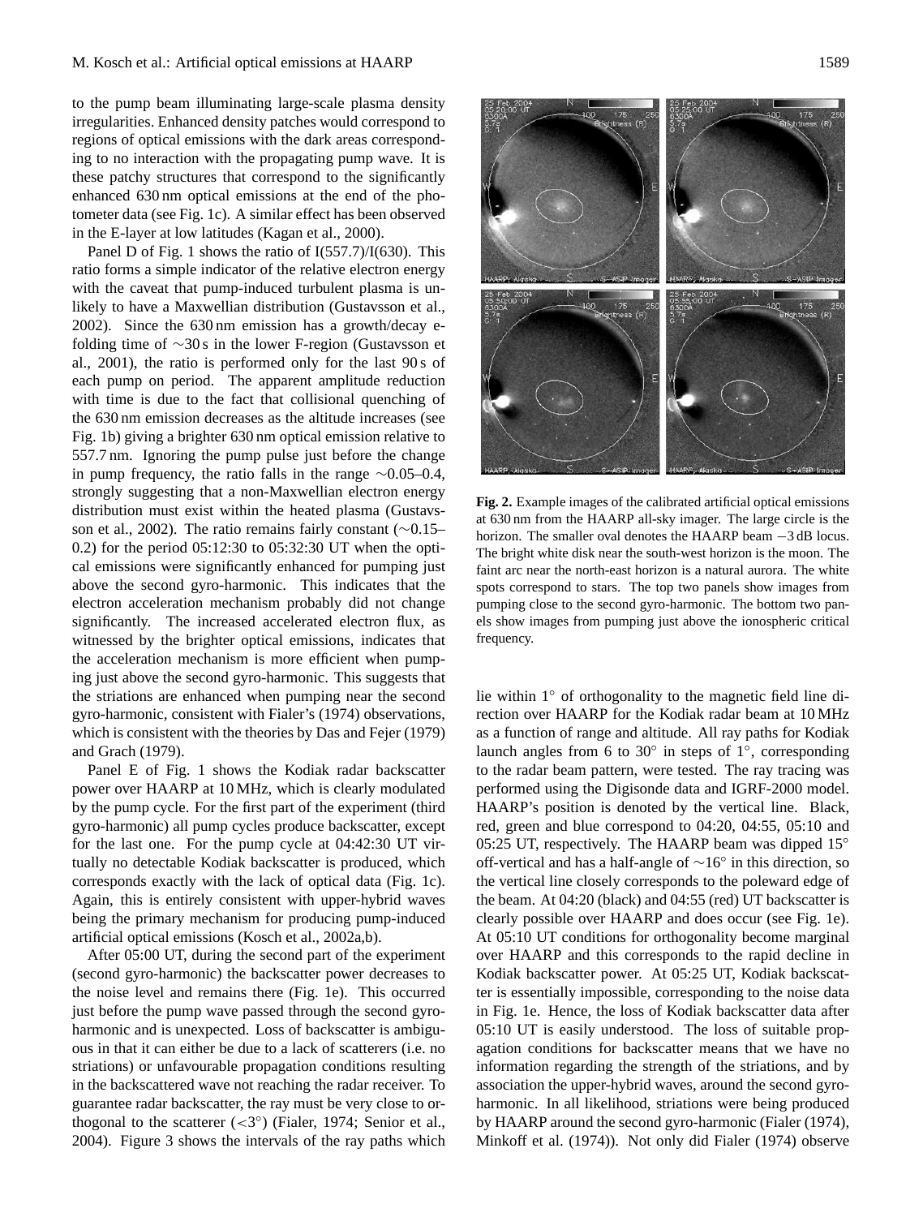to the pump beam illuminating large-scale plasma density irregularities. Enhanced density patches would correspond to regions of optical emissions with the dark areas corresponding to no interaction with the propagating pump wave. It is these patchy structures that correspond to the significantly enhanced 630 nm optical emissions at the end of the photometer data (see Fig. 1c). A similar effect has been observed in the E-layer at low latitudes (Kagan et al., 2000).

Panel D of Fig. 1 shows the ratio of I(557.7)/I(630). This ratio forms a simple indicator of the relative electron energy with the caveat that pump-induced turbulent plasma is unlikely to have a Maxwellian distribution (Gustavsson et al., 2002). Since the 630 nm emission has a growth/decay e-folding time of ∼30 s in the lower F-region (Gustavsson et al., 2001), the ratio is performed only for the last 90 s of each pump on period. The apparent amplitude reduction with time is due to the fact that collisional quenching of the 630 nm emission decreases as the altitude increases (see Fig. 1b) giving a brighter 630 nm optical emission relative to 557.7 nm. Ignoring the pump pulse just before the change in pump frequency, the ratio falls in the range ∼0.05–0.4, strongly suggesting that a non-Maxwellian electron energy distribution must exist within the heated plasma (Gustavsson et al., 2002). The ratio remains fairly constant (∼0.15–0.2) for the period 05:12:30 to 05:32:30 UT when the optical emissions were significantly enhanced for pumping just above the second gyro-harmonic. This indicates that the electron acceleration mechanism probably did not change significantly. The increased accelerated electron flux, as witnessed by the brighter optical emissions, indicates that the acceleration mechanism is more efficient when pumping just above the second gyro-harmonic. This suggests that the striations are enhanced when pumping near the second gyro-harmonic, consistent with Fialer's (1974) observations, which is consistent with the theories by Das and Fejer (1979) and Grach (1979).

Panel E of Fig. 1 shows the Kodiak radar backscatter power over HAARP at 10 MHz, which is clearly modulated by the pump cycle. For the first part of the experiment (third gyro-harmonic) all pump cycles produce backscatter, except for the last one. For the pump cycle at 04:42:30 UT virtually no detectable Kodiak backscatter is produced, which corresponds exactly with the lack of optical data (Fig. 1c). Again, this is entirely consistent with upper-hybrid waves being the primary mechanism for producing pump-induced artificial optical emissions (Kosch et al., 2002a,b).

After 05:00 UT, during the second part of the experiment (second gyro-harmonic) the backscatter power decreases to the noise level and remains there (Fig. 1e). This occurred just before the pump wave passed through the second gyro-harmonic and is unexpected. Loss of backscatter is ambiguous in that it can either be due to a lack of scatterers (i.e. no striations) or unfavourable propagation conditions resulting in the backscattered wave not reaching the radar receiver. To guarantee radar backscatter, the ray must be very close to orthogonal to the scatterer ($<3^\circ$) (Fialer, 1974; Senior et al., 2004). Figure 3 shows the intervals of the ray paths which lie within $1^\circ$ of orthogonality to the magnetic field line direction over HAARP for the Kodiak radar beam at 10 MHz as a function of range and altitude. All ray paths for Kodiak launch angles from 6 to $30^\circ$ in steps of $1^\circ$, corresponding to the radar beam pattern, were tested. The ray tracing was performed using the Digisonde data and IGRF-2000 model. HAARP's position is denoted by the vertical line. Black, red, green and blue correspond to 04:20, 04:55, 05:10 and 05:25 UT, respectively. The HAARP beam was dipped $15^\circ$ off-vertical and has a half-angle of $\sim 16^\circ$ in this direction, so the vertical line closely corresponds to the poleward edge of the beam. At 04:20 (black) and 04:55 (red) UT backscatter is clearly possible over HAARP and does occur (see Fig. 1e). At 05:10 UT conditions for orthogonality become marginal over HAARP and this corresponds to the rapid decline in Kodiak backscatter power. At 05:25 UT, Kodiak backscatter is essentially impossible, corresponding to the noise data in Fig. 1e. Hence, the loss of Kodiak backscatter data after 05:10 UT is easily understood. The loss of suitable propagation conditions for backscatter means that we have no information regarding the strength of the striations, and by association the upper-hybrid waves, around the second gyro-harmonic. In all likelihood, striations were being produced by HAARP around the second gyro-harmonic (Fialer (1974), Minkoff et al. (1974)). Not only did Fialer (1974) observe

**Fig. 2.** Example images of the calibrated artificial optical emissions at 630 nm from the HAARP all-sky imager. The large circle is the horizon. The smaller oval denotes the HAARP beam −3 dB locus. The bright white disk near the south-west horizon is the moon. The faint arc near the north-east horizon is a natural aurora. The white spots correspond to stars. The top two panels show images from pumping close to the second gyro-harmonic. The bottom two panels show images from pumping just above the ionospheric critical frequency.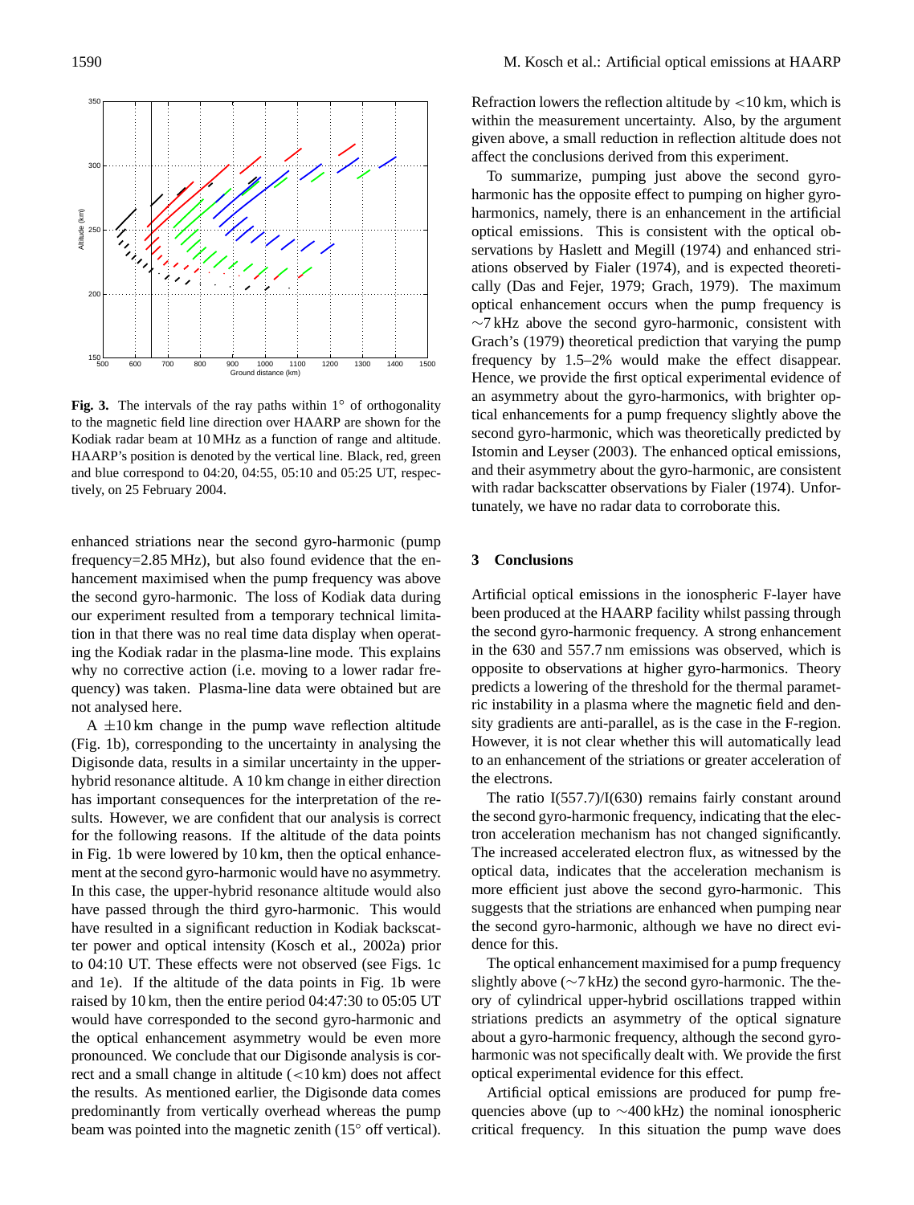Fig. 3. The intervals of the ray paths within 1° of orthogonality to the magnetic field line direction over HAARP are shown for the Kodiak radar beam at 10 MHz as a function of range and altitude. HAARP's position is denoted by the vertical line. Black, red, green and blue correspond to 04:20, 04:55, 05:10 and 05:25 UT, respectively, on 25 February 2004.

enhanced striations near the second gyro-harmonic (pump frequency=2.85 MHz), but also found evidence that the enhancement maximised when the pump frequency was above the second gyro-harmonic. The loss of Kodiak data during our experiment resulted from a temporary technical limitation in that there was no real time data display when operating the Kodiak radar in the plasma-line mode. This explains why no corrective action (i.e. moving to a lower radar frequency) was taken. Plasma-line data were obtained but are not analysed here.

A ±10 km change in the pump wave reflection altitude (Fig. 1b), corresponding to the uncertainty in analysing the Digisonde data, results in a similar uncertainty in the upper-hybrid resonance altitude. A 10 km change in either direction has important consequences for the interpretation of the results. However, we are confident that our analysis is correct for the following reasons. If the altitude of the data points in Fig. 1b were lowered by 10 km, then the optical enhancement at the second gyro-harmonic would have no asymmetry. In this case, the upper-hybrid resonance altitude would also have passed through the third gyro-harmonic. This would have resulted in a significant reduction in Kodiak backscatter power and optical intensity (Kosch et al., 2002a) prior to 04:10 UT. These effects were not observed (see Figs. 1c and 1e). If the altitude of the data points in Fig. 1b were raised by 10 km, then the entire period 04:47:30 to 05:05 UT would have corresponded to the second gyro-harmonic and the optical enhancement asymmetry would be even more pronounced. We conclude that our Digisonde analysis is correct and a small change in altitude (<10 km) does not affect the results. As mentioned earlier, the Digisonde data comes predominantly from vertically overhead whereas the pump beam was pointed into the magnetic zenith (15° off vertical). Refraction lowers the reflection altitude by <10 km, which is within the measurement uncertainty. Also, by the argument given above, a small reduction in reflection altitude does not affect the conclusions derived from this experiment.

To summarize, pumping just above the second gyro-harmonic has the opposite effect to pumping on higher gyro-harmonics, namely, there is an enhancement in the artificial optical emissions. This is consistent with the optical observations by Haslett and Megill (1974) and enhanced striations observed by Fialer (1974), and is expected theoretically (Das and Fejer, 1979; Grach, 1979). The maximum optical enhancement occurs when the pump frequency is ~7 kHz above the second gyro-harmonic, consistent with Grach's (1979) theoretical prediction that varying the pump frequency by 1.5–2% would make the effect disappear. Hence, we provide the first optical experimental evidence of an asymmetry about the gyro-harmonics, with brighter optical enhancements for a pump frequency slightly above the second gyro-harmonic, which was theoretically predicted by Istomin and Leyser (2003). The enhanced optical emissions, and their asymmetry about the gyro-harmonic, are consistent with radar backscatter observations by Fialer (1974). Unfortunately, we have no radar data to corroborate this.

## 3 Conclusions

Artificial optical emissions in the ionospheric F-layer have been produced at the HAARP facility whilst passing through the second gyro-harmonic frequency. A strong enhancement in the 630 and 557.7 nm emissions was observed, which is opposite to observations at higher gyro-harmonics. Theory predicts a lowering of the threshold for the thermal parametric instability in a plasma where the magnetic field and density gradients are anti-parallel, as is the case in the F-region. However, it is not clear whether this will automatically lead to an enhancement of the striations or greater acceleration of the electrons.

The ratio I(557.7)/I(630) remains fairly constant around the second gyro-harmonic frequency, indicating that the electron acceleration mechanism has not changed significantly. The increased accelerated electron flux, as witnessed by the optical data, indicates that the acceleration mechanism is more efficient just above the second gyro-harmonic. This suggests that the striations are enhanced when pumping near the second gyro-harmonic, although we have no direct evidence for this.

The optical enhancement maximised for a pump frequency slightly above (~7 kHz) the second gyro-harmonic. The theory of cylindrical upper-hybrid oscillations trapped within striations predicts an asymmetry of the optical signature about a gyro-harmonic frequency, although the second gyro-harmonic was not specifically dealt with. We provide the first optical experimental evidence for this effect.

Artificial optical emissions are produced for pump frequencies above (up to ~400 kHz) the nominal ionospheric critical frequency. In this situation the pump wave does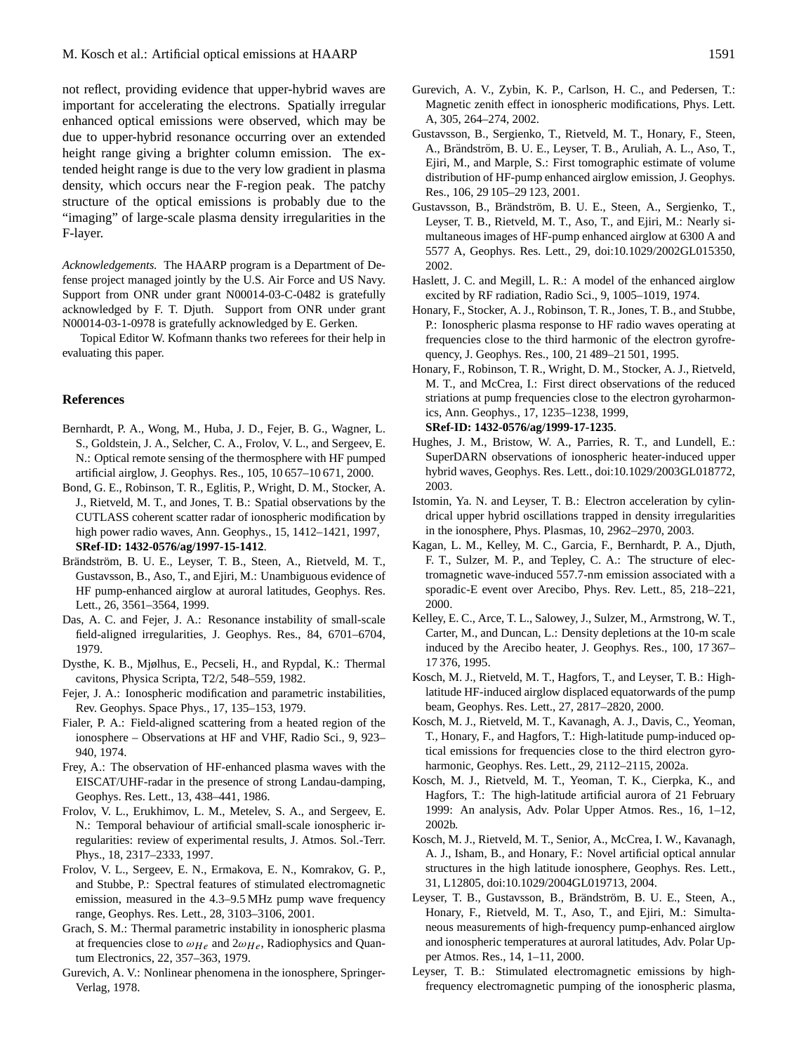not reflect, providing evidence that upper-hybrid waves are important for accelerating the electrons. Spatially irregular enhanced optical emissions were observed, which may be due to upper-hybrid resonance occurring over an extended height range giving a brighter column emission. The extended height range is due to the very low gradient in plasma density, which occurs near the F-region peak. The patchy structure of the optical emissions is probably due to the "imaging" of large-scale plasma density irregularities in the F-layer.

*Acknowledgements.* The HAARP program is a Department of Defense project managed jointly by the U.S. Air Force and US Navy. Support from ONR under grant N00014-03-C-0482 is gratefully acknowledged by F. T. Djuth. Support from ONR under grant N00014-03-1-0978 is gratefully acknowledged by E. Gerken.

Topical Editor W. Kofmann thanks two referees for their help in evaluating this paper.

## References

Bernhardt, P. A., Wong, M., Huba, J. D., Fejer, B. G., Wagner, L. S., Goldstein, J. A., Selcher, C. A., Frolov, V. L., and Sergeev, E. N.: Optical remote sensing of the thermosphere with HF pumped artificial airglow, J. Geophys. Res., 105, 10 657–10 671, 2000.

Bond, G. E., Robinson, T. R., Eglitis, P., Wright, D. M., Stocker, A. J., Rietveld, M. T., and Jones, T. B.: Spatial observations by the CUTLASS coherent scatter radar of ionospheric modification by high power radio waves, Ann. Geophys., 15, 1412–1421, 1997, **SRef-ID: 1432-0576/ag/1997-15-1412**.

Brändström, B. U. E., Leyser, T. B., Steen, A., Rietveld, M. T., Gustavsson, B., Aso, T., and Ejiri, M.: Unambiguous evidence of HF pump-enhanced airglow at auroral latitudes, Geophys. Res. Lett., 26, 3561–3564, 1999.

Das, A. C. and Fejer, J. A.: Resonance instability of small-scale field-aligned irregularities, J. Geophys. Res., 84, 6701–6704, 1979.

Dysthe, K. B., Mjølhus, E., Pecseli, H., and Rypdal, K.: Thermal cavitons, Physica Scripta, T2/2, 548–559, 1982.

Fejer, J. A.: Ionospheric modification and parametric instabilities, Rev. Geophys. Space Phys., 17, 135–153, 1979.

Fialer, P. A.: Field-aligned scattering from a heated region of the ionosphere – Observations at HF and VHF, Radio Sci., 9, 923–940, 1974.

Frey, A.: The observation of HF-enhanced plasma waves with the EISCAT/UHF-radar in the presence of strong Landau-damping, Geophys. Res. Lett., 13, 438–441, 1986.

Frolov, V. L., Erukhimov, L. M., Metelev, S. A., and Sergeev, E. N.: Temporal behaviour of artificial small-scale ionospheric irregularities: review of experimental results, J. Atmos. Sol.-Terr. Phys., 18, 2317–2333, 1997.

Frolov, V. L., Sergeev, E. N., Ermakova, E. N., Komrakov, G. P., and Stubbe, P.: Spectral features of stimulated electromagnetic emission, measured in the 4.3–9.5 MHz pump wave frequency range, Geophys. Res. Lett., 28, 3103–3106, 2001.

Grach, S. M.: Thermal parametric instability in ionospheric plasma at frequencies close to $\omega_{He}$ and $2\omega_{He}$, Radiophysics and Quantum Electronics, 22, 357–363, 1979.

Gurevich, A. V.: Nonlinear phenomena in the ionosphere, Springer-Verlag, 1978.

Gurevich, A. V., Zybin, K. P., Carlson, H. C., and Pedersen, T.: Magnetic zenith effect in ionospheric modifications, Phys. Lett. A, 305, 264–274, 2002.

Gustavsson, B., Sergienko, T., Rietveld, M. T., Honary, F., Steen, A., Brändström, B. U. E., Leyser, T. B., Aruliah, A. L., Aso, T., Ejiri, M., and Marple, S.: First tomographic estimate of volume distribution of HF-pump enhanced airglow emission, J. Geophys. Res., 106, 29 105–29 123, 2001.

Gustavsson, B., Brändström, B. U. E., Steen, A., Sergienko, T., Leyser, T. B., Rietveld, M. T., Aso, T., and Ejiri, M.: Nearly simultaneous images of HF-pump enhanced airglow at 6300 A and 5577 A, Geophys. Res. Lett., 29, doi:10.1029/2002GL015350, 2002.

Haslett, J. C. and Megill, L. R.: A model of the enhanced airglow excited by RF radiation, Radio Sci., 9, 1005–1019, 1974.

Honary, F., Stocker, A. J., Robinson, T. R., Jones, T. B., and Stubbe, P.: Ionospheric plasma response to HF radio waves operating at frequencies close to the third harmonic of the electron gyrofrequency, J. Geophys. Res., 100, 21 489–21 501, 1995.

Honary, F., Robinson, T. R., Wright, D. M., Stocker, A. J., Rietveld, M. T., and McCrea, I.: First direct observations of the reduced striations at pump frequencies close to the electron gyroharmonics, Ann. Geophys., 17, 1235–1238, 1999, **SRef-ID: 1432-0576/ag/1999-17-1235**.

Hughes, J. M., Bristow, W. A., Parries, R. T., and Lundell, E.: SuperDARN observations of ionospheric heater-induced upper hybrid waves, Geophys. Res. Lett., doi:10.1029/2003GL018772, 2003.

Istomin, Ya. N. and Leyser, T. B.: Electron acceleration by cylindrical upper hybrid oscillations trapped in density irregularities in the ionosphere, Phys. Plasmas, 10, 2962–2970, 2003.

Kagan, L. M., Kelley, M. C., Garcia, F., Bernhardt, P. A., Djuth, F. T., Sulzer, M. P., and Tepley, C. A.: The structure of electromagnetic wave-induced 557.7-nm emission associated with a sporadic-E event over Arecibo, Phys. Rev. Lett., 85, 218–221, 2000.

Kelley, E. C., Arce, T. L., Salowey, J., Sulzer, M., Armstrong, W. T., Carter, M., and Duncan, L.: Density depletions at the 10-m scale induced by the Arecibo heater, J. Geophys. Res., 100, 17 367–17 376, 1995.

Kosch, M. J., Rietveld, M. T., Hagfors, T., and Leyser, T. B.: High-latitude HF-induced airglow displaced equatorwards of the pump beam, Geophys. Res. Lett., 27, 2817–2820, 2000.

Kosch, M. J., Rietveld, M. T., Kavanagh, A. J., Davis, C., Yeoman, T., Honary, F., and Hagfors, T.: High-latitude pump-induced optical emissions for frequencies close to the third electron gyroharmonic, Geophys. Res. Lett., 29, 2112–2115, 2002a.

Kosch, M. J., Rietveld, M. T., Yeoman, T. K., Cierpka, K., and Hagfors, T.: The high-latitude artificial aurora of 21 February 1999: An analysis, Adv. Polar Upper Atmos. Res., 16, 1–12, 2002b.

Kosch, M. J., Rietveld, M. T., Senior, A., McCrea, I. W., Kavanagh, A. J., Isham, B., and Honary, F.: Novel artificial optical annular structures in the high latitude ionosphere, Geophys. Res. Lett., 31, L12805, doi:10.1029/2004GL019713, 2004.

Leyser, T. B., Gustavsson, B., Brändström, B. U. E., Steen, A., Honary, F., Rietveld, M. T., Aso, T., and Ejiri, M.: Simultaneous measurements of high-frequency pump-enhanced airglow and ionospheric temperatures at auroral latitudes, Adv. Polar Upper Atmos. Res., 14, 1–11, 2000.

Leyser, T. B.: Stimulated electromagnetic emissions by high-frequency electromagnetic pumping of the ionospheric plasma,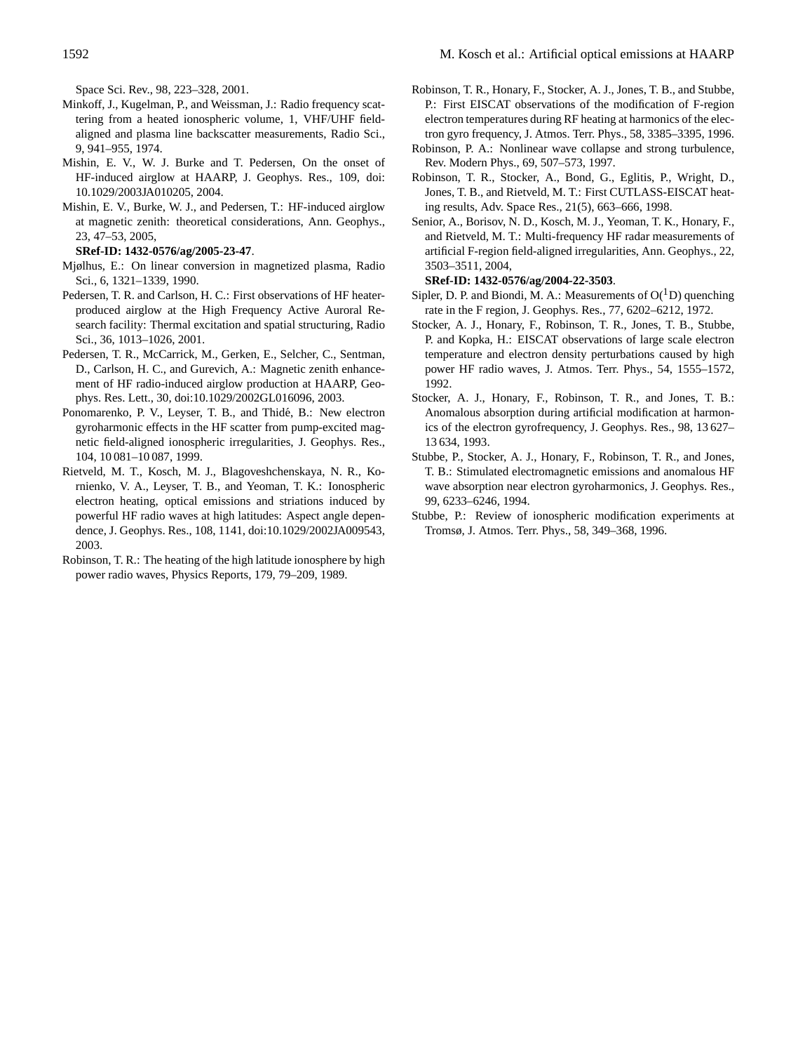Space Sci. Rev., 98, 223–328, 2001.

Minkoff, J., Kugelman, P., and Weissman, J.: Radio frequency scattering from a heated ionospheric volume, 1, VHF/UHF field-aligned and plasma line backscatter measurements, Radio Sci., 9, 941–955, 1974.

Mishin, E. V., W. J. Burke and T. Pedersen, On the onset of HF-induced airglow at HAARP, J. Geophys. Res., 109, doi: 10.1029/2003JA010205, 2004.

Mishin, E. V., Burke, W. J., and Pedersen, T.: HF-induced airglow at magnetic zenith: theoretical considerations, Ann. Geophys., 23, 47–53, 2005,
**SRef-ID: 1432-0576/ag/2005-23-47**.

Mjølhus, E.: On linear conversion in magnetized plasma, Radio Sci., 6, 1321–1339, 1990.

Pedersen, T. R. and Carlson, H. C.: First observations of HF heater-produced airglow at the High Frequency Active Auroral Research facility: Thermal excitation and spatial structuring, Radio Sci., 36, 1013–1026, 2001.

Pedersen, T. R., McCarrick, M., Gerken, E., Selcher, C., Sentman, D., Carlson, H. C., and Gurevich, A.: Magnetic zenith enhancement of HF radio-induced airglow production at HAARP, Geophys. Res. Lett., 30, doi:10.1029/2002GL016096, 2003.

Ponomarenko, P. V., Leyser, T. B., and Thidé, B.: New electron gyroharmonic effects in the HF scatter from pump-excited magnetic field-aligned ionospheric irregularities, J. Geophys. Res., 104, 10 081–10 087, 1999.

Rietveld, M. T., Kosch, M. J., Blagoveshchenskaya, N. R., Kornienko, V. A., Leyser, T. B., and Yeoman, T. K.: Ionospheric electron heating, optical emissions and striations induced by powerful HF radio waves at high latitudes: Aspect angle dependence, J. Geophys. Res., 108, 1141, doi:10.1029/2002JA009543, 2003.

Robinson, T. R.: The heating of the high latitude ionosphere by high power radio waves, Physics Reports, 179, 79–209, 1989.

Robinson, T. R., Honary, F., Stocker, A. J., Jones, T. B., and Stubbe, P.: First EISCAT observations of the modification of F-region electron temperatures during RF heating at harmonics of the electron gyro frequency, J. Atmos. Terr. Phys., 58, 3385–3395, 1996.

Robinson, P. A.: Nonlinear wave collapse and strong turbulence, Rev. Modern Phys., 69, 507–573, 1997.

Robinson, T. R., Stocker, A., Bond, G., Eglitis, P., Wright, D., Jones, T. B., and Rietveld, M. T.: First CUTLASS-EISCAT heating results, Adv. Space Res., 21(5), 663–666, 1998.

Senior, A., Borisov, N. D., Kosch, M. J., Yeoman, T. K., Honary, F., and Rietveld, M. T.: Multi-frequency HF radar measurements of artificial F-region field-aligned irregularities, Ann. Geophys., 22, 3503–3511, 2004,
**SRef-ID: 1432-0576/ag/2004-22-3503**.

Sipler, D. P. and Biondi, M. A.: Measurements of O($^1$D) quenching rate in the F region, J. Geophys. Res., 77, 6202–6212, 1972.

Stocker, A. J., Honary, F., Robinson, T. R., Jones, T. B., Stubbe, P. and Kopka, H.: EISCAT observations of large scale electron temperature and electron density perturbations caused by high power HF radio waves, J. Atmos. Terr. Phys., 54, 1555–1572, 1992.

Stocker, A. J., Honary, F., Robinson, T. R., and Jones, T. B.: Anomalous absorption during artificial modification at harmonics of the electron gyrofrequency, J. Geophys. Res., 98, 13 627–13 634, 1993.

Stubbe, P., Stocker, A. J., Honary, F., Robinson, T. R., and Jones, T. B.: Stimulated electromagnetic emissions and anomalous HF wave absorption near electron gyroharmonics, J. Geophys. Res., 99, 6233–6246, 1994.

Stubbe, P.: Review of ionospheric modification experiments at Tromsø, J. Atmos. Terr. Phys., 58, 349–368, 1996.